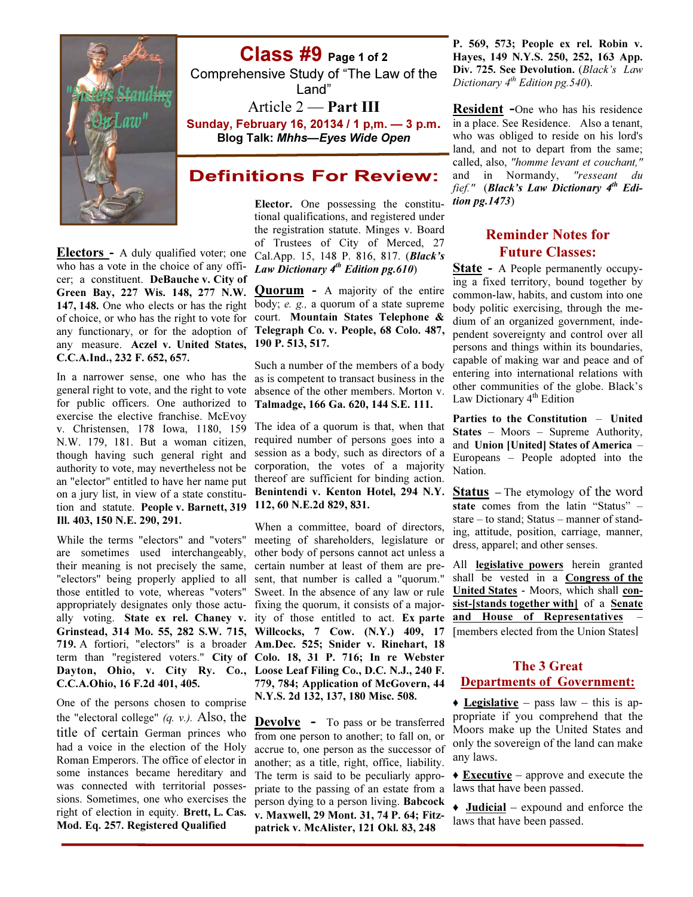"Sisters Standing On Law"

# Class #9

Comprehensive Study of "The Law of the Land"

Article 2 — **Part III**

**Sunday, February 16, 20134 / 1 p,m. — 3 p.m.**

**Blog Talk: *Mhhs—Eyes Wide Open***

## Definitions For Review:

**Electors** - A duly qualified voter; one who has a vote in the choice of any officer; a constituent. **DeBauche v. City of Green Bay, 227 Wis. 148, 277 N.W. 147, 148.** One who elects or has the right of choice, or who has the right to vote for any functionary, or for the adoption of any measure. **Aczel v. United States, C.C.A.Ind., 232 F. 652, 657.**

In a narrower sense, one who has the general right to vote, and the right to vote for public officers. One authorized to exercise the elective franchise. McEvoy v. Christensen, 178 Iowa, 1180, 159 N.W. 179, 181. But a woman citizen, though having such general right and authority to vote, may nevertheless not be an "elector" entitled to have her name put on a jury list, in view of a state constitution and statute. **People v. Barnett, 319 Ill. 403, 150 N.E. 290, 291.**

While the terms "electors" and "voters" are sometimes used interchangeably, their meaning is not precisely the same, "electors" being properly applied to all those entitled to vote, whereas "voters" appropriately designates only those actually voting. **State ex rel. Chaney v. Grinstead, 314 Mo. 55, 282 S.W. 715, 719.** A fortiori, "electors" is a broader term than "registered voters." **City of Dayton, Ohio, v. City Ry. Co., C.C.A.Ohio, 16 F.2d 401, 405.**

One of the persons chosen to comprise the "electoral college" *(q. v.).* Also, the title of certain German princes who had a voice in the election of the Holy Roman Emperors. The office of elector in some instances became hereditary and was connected with territorial possessions. Sometimes, one who exercises the right of election in equity. **Brett, L. Cas. Mod. Eq. 257. Registered Qualified**

**Elector.** One possessing the constitutional qualifications, and registered under the registration statute. Minges v. Board of Trustees of City of Merced, 27 Cal.App. 15, 148 P. 816, 817. (***Black's Law Dictionary 4th Edition pg.610***)

**Quorum** - A majority of the entire body; *e. g.,* a quorum of a state supreme court. **Mountain States Telephone & Telegraph Co. v. People, 68 Colo. 487, 190 P. 513, 517.**

Such a number of the members of a body as is competent to transact business in the absence of the other members. Morton v. **Talmadge, 166 Ga. 620, 144 S.E. 111.**

The idea of a quorum is that, when that required number of persons goes into a session as a body, such as directors of a corporation, the votes of a majority thereof are sufficient for binding action. **Benintendi v. Kenton Hotel, 294 N.Y. 112, 60 N.E.2d 829, 831.**

When a committee, board of directors, meeting of shareholders, legislature or other body of persons cannot act unless a certain number at least of them are present, that number is called a "quorum." Sweet. In the absence of any law or rule fixing the quorum, it consists of a majority of those entitled to act. **Ex parte Willcocks, 7 Cow. (N.Y.) 409, 17 Am.Dec. 525; Snider v. Rinehart, 18 Colo. 18, 31 P. 716; In re Webster Loose Leaf Filing Co., D.C. N.J., 240 F. 779, 784; Application of McGovern, 44 N.Y.S. 2d 132, 137, 180 Misc. 508.**

**Devolve** - To pass or be transferred from one person to another; to fall on, or accrue to, one person as the successor of another; as a title, right, office, liability. The term is said to be peculiarly appropriate to the passing of an estate from a person dying to a person living. **Babcock v. Maxwell, 29 Mont. 31, 74 P. 64; Fitzpatrick v. McAlister, 121 Okl. 83, 248 P. 569, 573; People ex rel. Robin v. Hayes, 149 N.Y.S. 250, 252, 163 App. Div. 725. See Devolution.** (*Black's Law Dictionary 4th Edition pg.540*).

**Resident** -One who has his residence in a place. See Residence. Also a tenant, who was obliged to reside on his lord's land, and not to depart from the same; called, also, *"homme levant et couchant,"* and in Normandy, *"resseant du fief."* (***Black's Law Dictionary 4th Edition pg.1473***)

### Reminder Notes for Future Classes:

**State** - A People permanently occupying a fixed territory, bound together by common-law, habits, and custom into one body politic exercising, through the medium of an organized government, independent sovereignty and control over all persons and things within its boundaries, capable of making war and peace and of entering into international relations with other communities of the globe. Black's Law Dictionary 4th Edition

**Parties to the Constitution** – **United States** – Moors – Supreme Authority, and **Union [United] States of America** – Europeans – People adopted into the Nation.

**Status** – The etymology of the word **state** comes from the latin "Status" – stare – to stand; Status – manner of standing, attitude, position, carriage, manner, dress, apparel; and other senses.

All **legislative powers** herein granted shall be vested in a **Congress of the United States** - Moors, which shall **consist-[stands together with]** of a **Senate and House of Representatives** – [members elected from the Union States]

### The 3 Great Departments of Government:

- **Legislative** – pass law – this is appropriate if you comprehend that the Moors make up the United States and only the sovereign of the land can make any laws.
- **Executive** – approve and execute the laws that have been passed.
- **Judicial** – expound and enforce the laws that have been passed.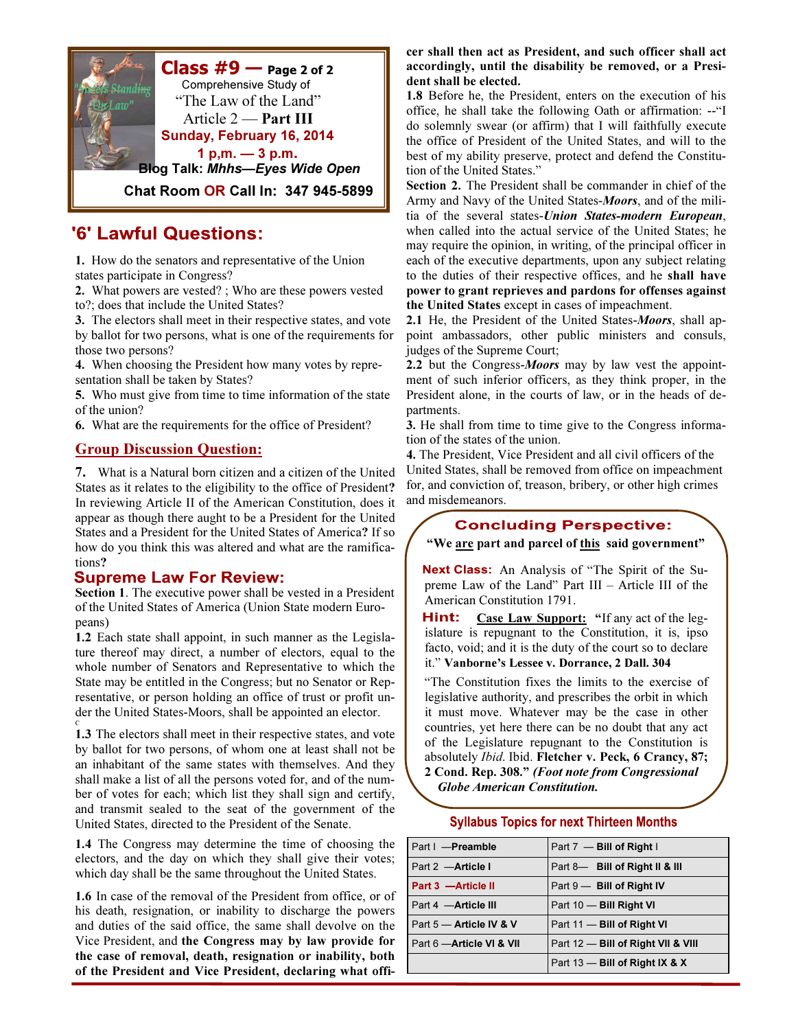# Class #9 — Page 2 of 2

Comprehensive Study of

"The Law of the Land"

Article 2 — **Part III**

**Sunday, February 16, 2014**

**1 p,m. — 3 p.m.**

**Blog Talk: *Mhhs—Eyes Wide Open***

**Chat Room OR Call In: 347 945-5899**

## '6' Lawful Questions:

1. How do the senators and representative of the Union states participate in Congress?
2. What powers are vested? ; Who are these powers vested to?; does that include the United States?
3. The electors shall meet in their respective states, and vote by ballot for two persons, what is one of the requirements for those two persons?
4. When choosing the President how many votes by representation shall be taken by States?
5. Who must give from time to time information of the state of the union?
6. What are the requirements for the office of President?

## Group Discussion Question:

7. What is a Natural born citizen and a citizen of the United States as it relates to the eligibility to the office of President**?** In reviewing Article II of the American Constitution, does it appear as though there aught to be a President for the United States and a President for the United States of America**?** If so how do you think this was altered and what are the ramifications**?**

## Supreme Law For Review:

**Section 1**. The executive power shall be vested in a President of the United States of America (Union State modern Europeans)

**1.2** Each state shall appoint, in such manner as the Legislature thereof may direct, a number of electors, equal to the whole number of Senators and Representative to which the State may be entitled in the Congress; but no Senator or Representative, or person holding an office of trust or profit under the United States-Moors, shall be appointed an elector.

**1.3** The electors shall meet in their respective states, and vote by ballot for two persons, of whom one at least shall not be an inhabitant of the same states with themselves. And they shall make a list of all the persons voted for, and of the number of votes for each; which list they shall sign and certify, and transmit sealed to the seat of the government of the United States, directed to the President of the Senate.

**1.4** The Congress may determine the time of choosing the electors, and the day on which they shall give their votes; which day shall be the same throughout the United States.

**1.6** In case of the removal of the President from office, or of his death, resignation, or inability to discharge the powers and duties of the said office, the same shall devolve on the Vice President, and **the Congress may by law provide for the case of removal, death, resignation or inability, both of the President and Vice President, declaring what officer shall then act as President, and such officer shall act accordingly, until the disability be removed, or a President shall be elected.**

**1.8** Before he, the President, enters on the execution of his office, he shall take the following Oath or affirmation: --"I do solemnly swear (or affirm) that I will faithfully execute the office of President of the United States, and will to the best of my ability preserve, protect and defend the Constitution of the United States."

**Section 2.** The President shall be commander in chief of the Army and Navy of the United States-***Moors***, and of the militia of the several states-***Union States-modern European***, when called into the actual service of the United States; he may require the opinion, in writing, of the principal officer in each of the executive departments, upon any subject relating to the duties of their respective offices, and he **shall have power to grant reprieves and pardons for offenses against the United States** except in cases of impeachment.

**2.1** He, the President of the United States-***Moors***, shall appoint ambassadors, other public ministers and consuls, judges of the Supreme Court;

**2.2** but the Congress-***Moors*** may by law vest the appointment of such inferior officers, as they think proper, in the President alone, in the courts of law, or in the heads of departments.

**3.** He shall from time to time give to the Congress information of the states of the union.

**4.** The President, Vice President and all civil officers of the United States, shall be removed from office on impeachment for, and conviction of, treason, bribery, or other high crimes and misdemeanors.

## Concluding Perspective:

**"We <u>are</u> part and parcel of <u>this</u> said government"**

**Next Class:** An Analysis of "The Spirit of the Supreme Law of the Land" Part III – Article III of the American Constitution 1791.

**Hint:** **<u>Case Law Support:</u>** **"**If any act of the legislature is repugnant to the Constitution, it is, ipso facto, void; and it is the duty of the court so to declare it." **Vanborne's Lessee v. Dorrance, 2 Dall. 304**

"The Constitution fixes the limits to the exercise of legislative authority, and prescribes the orbit in which it must move. Whatever may be the case in other countries, yet here there can be no doubt that any act of the Legislature repugnant to the Constitution is absolutely *Ibid.* Ibid. **Fletcher v. Peck, 6 Crancy, 87; 2 Cond. Rep. 308."** ***(Foot note from Congressional Globe American Constitution.***

### Syllabus Topics for next Thirteen Months

| | |
|---|---|
| Part I —**Preamble** | Part 7 — **Bill of Right** I |
| Part 2 —**Article I** | Part 8— **Bill of Right II & III** |
| **Part 3 —Article II** | Part 9 — **Bill of Right IV** |
| Part 4 —**Article III** | Part 10 — **Bill Right VI** |
| Part 5 — **Article IV & V** | Part 11 — **Bill of Right VI** |
| Part 6 —**Article VI & VII** | Part 12 — **Bill of Right VII & VIII** |
| | Part 13 — **Bill of Right IX & X** |